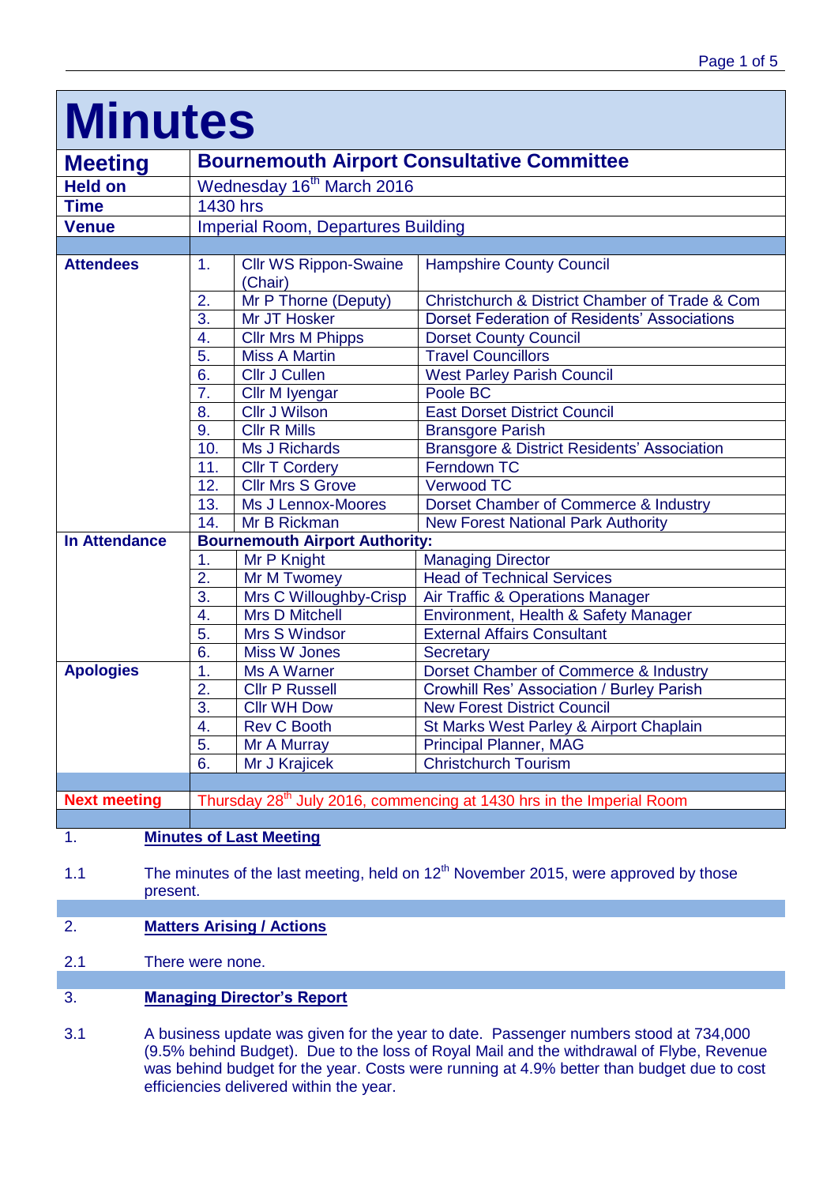# Minutes

| | | | |
|---|---|---|---|
| **Meeting** | **Bournemouth Airport Consultative Committee** | | |
| **Held on** | Wednesday 16th March 2016 | | |
| **Time** | 1430 hrs | | |
| **Venue** | Imperial Room, Departures Building | | |
| **Attendees** | 1. | Cllr WS Rippon-Swaine (Chair) | Hampshire County Council |
| | 2. | Mr P Thorne (Deputy) | Christchurch & District Chamber of Trade & Com |
| | 3. | Mr JT Hosker | Dorset Federation of Residents' Associations |
| | 4. | Cllr Mrs M Phipps | Dorset County Council |
| | 5. | Miss A Martin | Travel Councillors |
| | 6. | Cllr J Cullen | West Parley Parish Council |
| | 7. | Cllr M Iyengar | Poole BC |
| | 8. | Cllr J Wilson | East Dorset District Council |
| | 9. | Cllr R Mills | Bransgore Parish |
| | 10. | Ms J Richards | Bransgore & District Residents' Association |
| | 11. | Cllr T Cordery | Ferndown TC |
| | 12. | Cllr Mrs S Grove | Verwood TC |
| | 13. | Ms J Lennox-Moores | Dorset Chamber of Commerce & Industry |
| | 14. | Mr B Rickman | New Forest National Park Authority |
| **In Attendance** | **Bournemouth Airport Authority:** | | |
| | 1. | Mr P Knight | Managing Director |
| | 2. | Mr M Twomey | Head of Technical Services |
| | 3. | Mrs C Willoughby-Crisp | Air Traffic & Operations Manager |
| | 4. | Mrs D Mitchell | Environment, Health & Safety Manager |
| | 5. | Mrs S Windsor | External Affairs Consultant |
| | 6. | Miss W Jones | Secretary |
| **Apologies** | 1. | Ms A Warner | Dorset Chamber of Commerce & Industry |
| | 2. | Cllr P Russell | Crowhill Res' Association / Burley Parish |
| | 3. | Cllr WH Dow | New Forest District Council |
| | 4. | Rev C Booth | St Marks West Parley & Airport Chaplain |
| | 5. | Mr A Murray | Principal Planner, MAG |
| | 6. | Mr J Krajicek | Christchurch Tourism |
| **Next meeting** | Thursday 28th July 2016, commencing at 1430 hrs in the Imperial Room | | |

## 1. Minutes of Last Meeting

1.1 The minutes of the last meeting, held on 12th November 2015, were approved by those present.

## 2. Matters Arising / Actions

2.1 There were none.

## 3. Managing Director's Report

3.1 A business update was given for the year to date. Passenger numbers stood at 734,000 (9.5% behind Budget). Due to the loss of Royal Mail and the withdrawal of Flybe, Revenue was behind budget for the year. Costs were running at 4.9% better than budget due to cost efficiencies delivered within the year.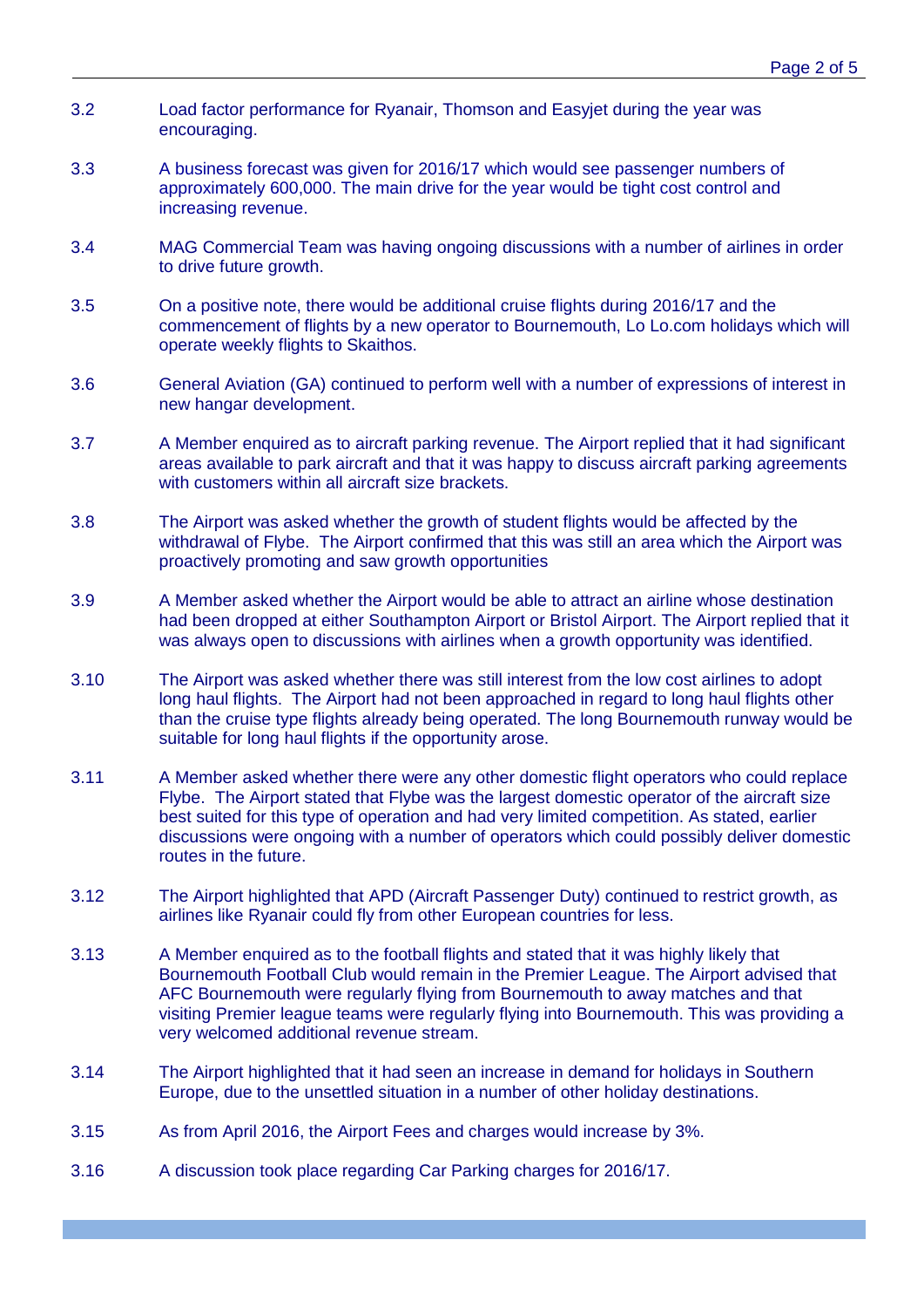3.2 Load factor performance for Ryanair, Thomson and Easyjet during the year was encouraging.

3.3 A business forecast was given for 2016/17 which would see passenger numbers of approximately 600,000. The main drive for the year would be tight cost control and increasing revenue.

3.4 MAG Commercial Team was having ongoing discussions with a number of airlines in order to drive future growth.

3.5 On a positive note, there would be additional cruise flights during 2016/17 and the commencement of flights by a new operator to Bournemouth, Lo Lo.com holidays which will operate weekly flights to Skaithos.

3.6 General Aviation (GA) continued to perform well with a number of expressions of interest in new hangar development.

3.7 A Member enquired as to aircraft parking revenue. The Airport replied that it had significant areas available to park aircraft and that it was happy to discuss aircraft parking agreements with customers within all aircraft size brackets.

3.8 The Airport was asked whether the growth of student flights would be affected by the withdrawal of Flybe. The Airport confirmed that this was still an area which the Airport was proactively promoting and saw growth opportunities

3.9 A Member asked whether the Airport would be able to attract an airline whose destination had been dropped at either Southampton Airport or Bristol Airport. The Airport replied that it was always open to discussions with airlines when a growth opportunity was identified.

3.10 The Airport was asked whether there was still interest from the low cost airlines to adopt long haul flights. The Airport had not been approached in regard to long haul flights other than the cruise type flights already being operated. The long Bournemouth runway would be suitable for long haul flights if the opportunity arose.

3.11 A Member asked whether there were any other domestic flight operators who could replace Flybe. The Airport stated that Flybe was the largest domestic operator of the aircraft size best suited for this type of operation and had very limited competition. As stated, earlier discussions were ongoing with a number of operators which could possibly deliver domestic routes in the future.

3.12 The Airport highlighted that APD (Aircraft Passenger Duty) continued to restrict growth, as airlines like Ryanair could fly from other European countries for less.

3.13 A Member enquired as to the football flights and stated that it was highly likely that Bournemouth Football Club would remain in the Premier League. The Airport advised that AFC Bournemouth were regularly flying from Bournemouth to away matches and that visiting Premier league teams were regularly flying into Bournemouth. This was providing a very welcomed additional revenue stream.

3.14 The Airport highlighted that it had seen an increase in demand for holidays in Southern Europe, due to the unsettled situation in a number of other holiday destinations.

3.15 As from April 2016, the Airport Fees and charges would increase by 3%.

3.16 A discussion took place regarding Car Parking charges for 2016/17.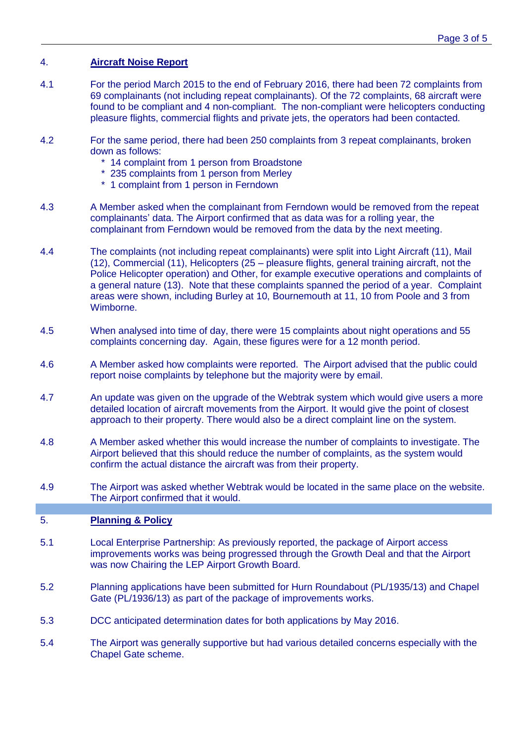## 4. Aircraft Noise Report

4.1 For the period March 2015 to the end of February 2016, there had been 72 complaints from 69 complainants (not including repeat complainants). Of the 72 complaints, 68 aircraft were found to be compliant and 4 non-compliant. The non-compliant were helicopters conducting pleasure flights, commercial flights and private jets, the operators had been contacted.

4.2 For the same period, there had been 250 complaints from 3 repeat complainants, broken down as follows:

- 14 complaint from 1 person from Broadstone
- 235 complaints from 1 person from Merley
- 1 complaint from 1 person in Ferndown

4.3 A Member asked when the complainant from Ferndown would be removed from the repeat complainants' data. The Airport confirmed that as data was for a rolling year, the complainant from Ferndown would be removed from the data by the next meeting.

4.4 The complaints (not including repeat complainants) were split into Light Aircraft (11), Mail (12), Commercial (11), Helicopters (25 – pleasure flights, general training aircraft, not the Police Helicopter operation) and Other, for example executive operations and complaints of a general nature (13). Note that these complaints spanned the period of a year. Complaint areas were shown, including Burley at 10, Bournemouth at 11, 10 from Poole and 3 from Wimborne.

4.5 When analysed into time of day, there were 15 complaints about night operations and 55 complaints concerning day. Again, these figures were for a 12 month period.

4.6 A Member asked how complaints were reported. The Airport advised that the public could report noise complaints by telephone but the majority were by email.

4.7 An update was given on the upgrade of the Webtrak system which would give users a more detailed location of aircraft movements from the Airport. It would give the point of closest approach to their property. There would also be a direct complaint line on the system.

4.8 A Member asked whether this would increase the number of complaints to investigate. The Airport believed that this should reduce the number of complaints, as the system would confirm the actual distance the aircraft was from their property.

4.9 The Airport was asked whether Webtrak would be located in the same place on the website. The Airport confirmed that it would.

## 5. Planning & Policy

5.1 Local Enterprise Partnership: As previously reported, the package of Airport access improvements works was being progressed through the Growth Deal and that the Airport was now Chairing the LEP Airport Growth Board.

5.2 Planning applications have been submitted for Hurn Roundabout (PL/1935/13) and Chapel Gate (PL/1936/13) as part of the package of improvements works.

5.3 DCC anticipated determination dates for both applications by May 2016.

5.4 The Airport was generally supportive but had various detailed concerns especially with the Chapel Gate scheme.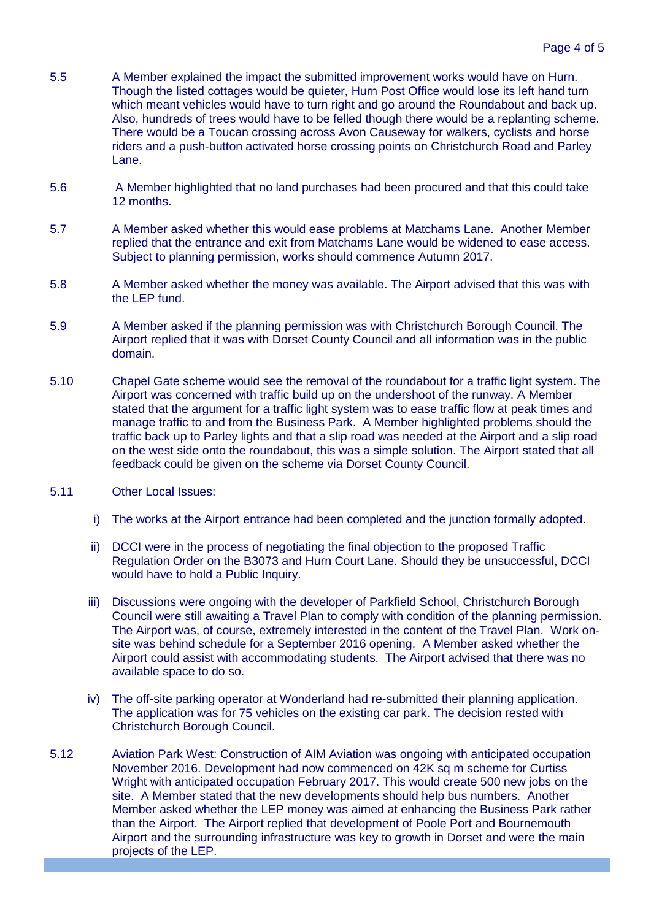5.5 A Member explained the impact the submitted improvement works would have on Hurn. Though the listed cottages would be quieter, Hurn Post Office would lose its left hand turn which meant vehicles would have to turn right and go around the Roundabout and back up. Also, hundreds of trees would have to be felled though there would be a replanting scheme. There would be a Toucan crossing across Avon Causeway for walkers, cyclists and horse riders and a push-button activated horse crossing points on Christchurch Road and Parley Lane.

5.6 A Member highlighted that no land purchases had been procured and that this could take 12 months.

5.7 A Member asked whether this would ease problems at Matchams Lane. Another Member replied that the entrance and exit from Matchams Lane would be widened to ease access. Subject to planning permission, works should commence Autumn 2017.

5.8 A Member asked whether the money was available. The Airport advised that this was with the LEP fund.

5.9 A Member asked if the planning permission was with Christchurch Borough Council. The Airport replied that it was with Dorset County Council and all information was in the public domain.

5.10 Chapel Gate scheme would see the removal of the roundabout for a traffic light system. The Airport was concerned with traffic build up on the undershoot of the runway. A Member stated that the argument for a traffic light system was to ease traffic flow at peak times and manage traffic to and from the Business Park. A Member highlighted problems should the traffic back up to Parley lights and that a slip road was needed at the Airport and a slip road on the west side onto the roundabout, this was a simple solution. The Airport stated that all feedback could be given on the scheme via Dorset County Council.

5.11 Other Local Issues:

i) The works at the Airport entrance had been completed and the junction formally adopted.

ii) DCCI were in the process of negotiating the final objection to the proposed Traffic Regulation Order on the B3073 and Hurn Court Lane. Should they be unsuccessful, DCCI would have to hold a Public Inquiry.

iii) Discussions were ongoing with the developer of Parkfield School, Christchurch Borough Council were still awaiting a Travel Plan to comply with condition of the planning permission. The Airport was, of course, extremely interested in the content of the Travel Plan. Work on-site was behind schedule for a September 2016 opening. A Member asked whether the Airport could assist with accommodating students. The Airport advised that there was no available space to do so.

iv) The off-site parking operator at Wonderland had re-submitted their planning application. The application was for 75 vehicles on the existing car park. The decision rested with Christchurch Borough Council.

5.12 Aviation Park West: Construction of AIM Aviation was ongoing with anticipated occupation November 2016. Development had now commenced on 42K sq m scheme for Curtiss Wright with anticipated occupation February 2017. This would create 500 new jobs on the site. A Member stated that the new developments should help bus numbers. Another Member asked whether the LEP money was aimed at enhancing the Business Park rather than the Airport. The Airport replied that development of Poole Port and Bournemouth Airport and the surrounding infrastructure was key to growth in Dorset and were the main projects of the LEP.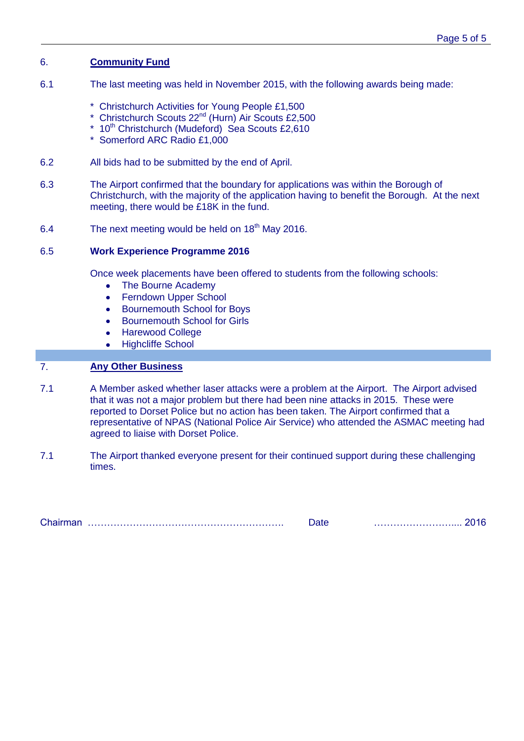6. **Community Fund**

6.1 The last meeting was held in November 2015, with the following awards being made:

* Christchurch Activities for Young People £1,500
* Christchurch Scouts 22nd (Hurn) Air Scouts £2,500
* 10th Christchurch (Mudeford) Sea Scouts £2,610
* Somerford ARC Radio £1,000

6.2 All bids had to be submitted by the end of April.

6.3 The Airport confirmed that the boundary for applications was within the Borough of Christchurch, with the majority of the application having to benefit the Borough. At the next meeting, there would be £18K in the fund.

6.4 The next meeting would be held on 18th May 2016.

6.5 **Work Experience Programme 2016**

Once week placements have been offered to students from the following schools:

- The Bourne Academy
- Ferndown Upper School
- Bournemouth School for Boys
- Bournemouth School for Girls
- Harewood College
- Highcliffe School

7. **Any Other Business**

7.1 A Member asked whether laser attacks were a problem at the Airport. The Airport advised that it was not a major problem but there had been nine attacks in 2015. These were reported to Dorset Police but no action has been taken. The Airport confirmed that a representative of NPAS (National Police Air Service) who attended the ASMAC meeting had agreed to liaise with Dorset Police.

7.1 The Airport thanked everyone present for their continued support during these challenging times.

Chairman …………………………………………………. Date ……………………... 2016